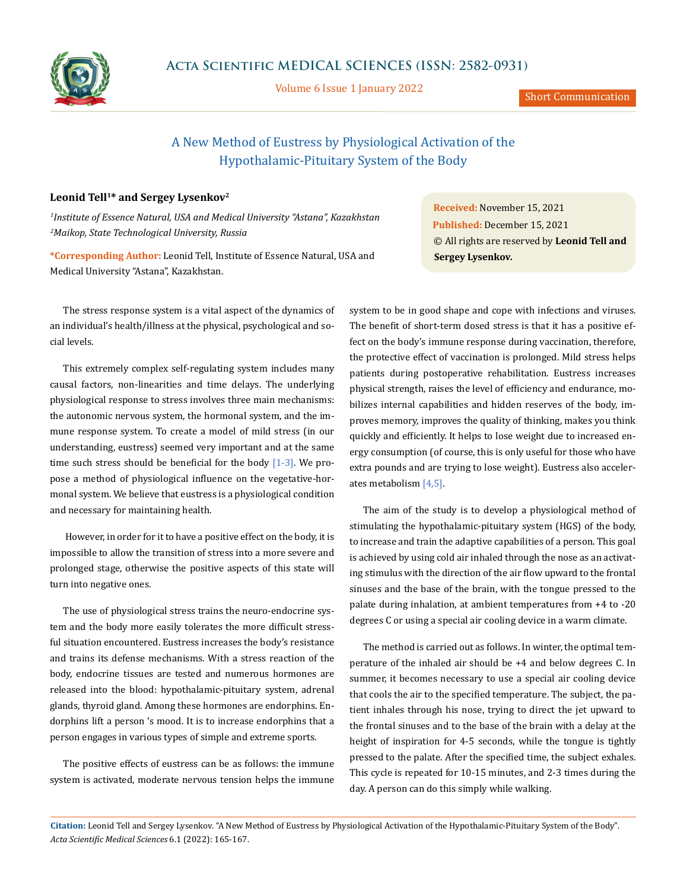Short Communication

# A New Method of Eustress by Physiological Activation of the Hypothalamic-Pituitary System of the Body

**Leonid Tell[1]* and Sergey Lysenkov[2]**

*[1]Institute of Essence Natural, USA and Medical University "Astana", Kazakhstan*
*[2]Maikop, State Technological University, Russia*

**\*Corresponding Author:** Leonid Tell, Institute of Essence Natural, USA and Medical University "Astana", Kazakhstan.

**Received:** November 15, 2021
**Published:** December 15, 2021
© All rights are reserved by **Leonid Tell and Sergey Lysenkov.**

The stress response system is a vital aspect of the dynamics of an individual's health/illness at the physical, psychological and social levels.

This extremely complex self-regulating system includes many causal factors, non-linearities and time delays. The underlying physiological response to stress involves three main mechanisms: the autonomic nervous system, the hormonal system, and the immune response system. To create a model of mild stress (in our understanding, eustress) seemed very important and at the same time such stress should be beneficial for the body [1-3]. We propose a method of physiological influence on the vegetative-hormonal system. We believe that eustress is a physiological condition and necessary for maintaining health.

However, in order for it to have a positive effect on the body, it is impossible to allow the transition of stress into a more severe and prolonged stage, otherwise the positive aspects of this state will turn into negative ones.

The use of physiological stress trains the neuro-endocrine system and the body more easily tolerates the more difficult stressful situation encountered. Eustress increases the body's resistance and trains its defense mechanisms. With a stress reaction of the body, endocrine tissues are tested and numerous hormones are released into the blood: hypothalamic-pituitary system, adrenal glands, thyroid gland. Among these hormones are endorphins. Endorphins lift a person 's mood. It is to increase endorphins that a person engages in various types of simple and extreme sports.

The positive effects of eustress can be as follows: the immune system is activated, moderate nervous tension helps the immune system to be in good shape and cope with infections and viruses. The benefit of short-term dosed stress is that it has a positive effect on the body's immune response during vaccination, therefore, the protective effect of vaccination is prolonged. Mild stress helps patients during postoperative rehabilitation. Eustress increases physical strength, raises the level of efficiency and endurance, mobilizes internal capabilities and hidden reserves of the body, improves memory, improves the quality of thinking, makes you think quickly and efficiently. It helps to lose weight due to increased energy consumption (of course, this is only useful for those who have extra pounds and are trying to lose weight). Eustress also accelerates metabolism [4,5].

The aim of the study is to develop a physiological method of stimulating the hypothalamic-pituitary system (HGS) of the body, to increase and train the adaptive capabilities of a person. This goal is achieved by using cold air inhaled through the nose as an activating stimulus with the direction of the air flow upward to the frontal sinuses and the base of the brain, with the tongue pressed to the palate during inhalation, at ambient temperatures from +4 to -20 degrees C or using a special air cooling device in a warm climate.

The method is carried out as follows. In winter, the optimal temperature of the inhaled air should be +4 and below degrees C. In summer, it becomes necessary to use a special air cooling device that cools the air to the specified temperature. The subject, the patient inhales through his nose, trying to direct the jet upward to the frontal sinuses and to the base of the brain with a delay at the height of inspiration for 4-5 seconds, while the tongue is tightly pressed to the palate. After the specified time, the subject exhales. This cycle is repeated for 10-15 minutes, and 2-3 times during the day. A person can do this simply while walking.

**Citation:** Leonid Tell and Sergey Lysenkov. "A New Method of Eustress by Physiological Activation of the Hypothalamic-Pituitary System of the Body". *Acta Scientific Medical Sciences* 6.1 (2022): 165-167.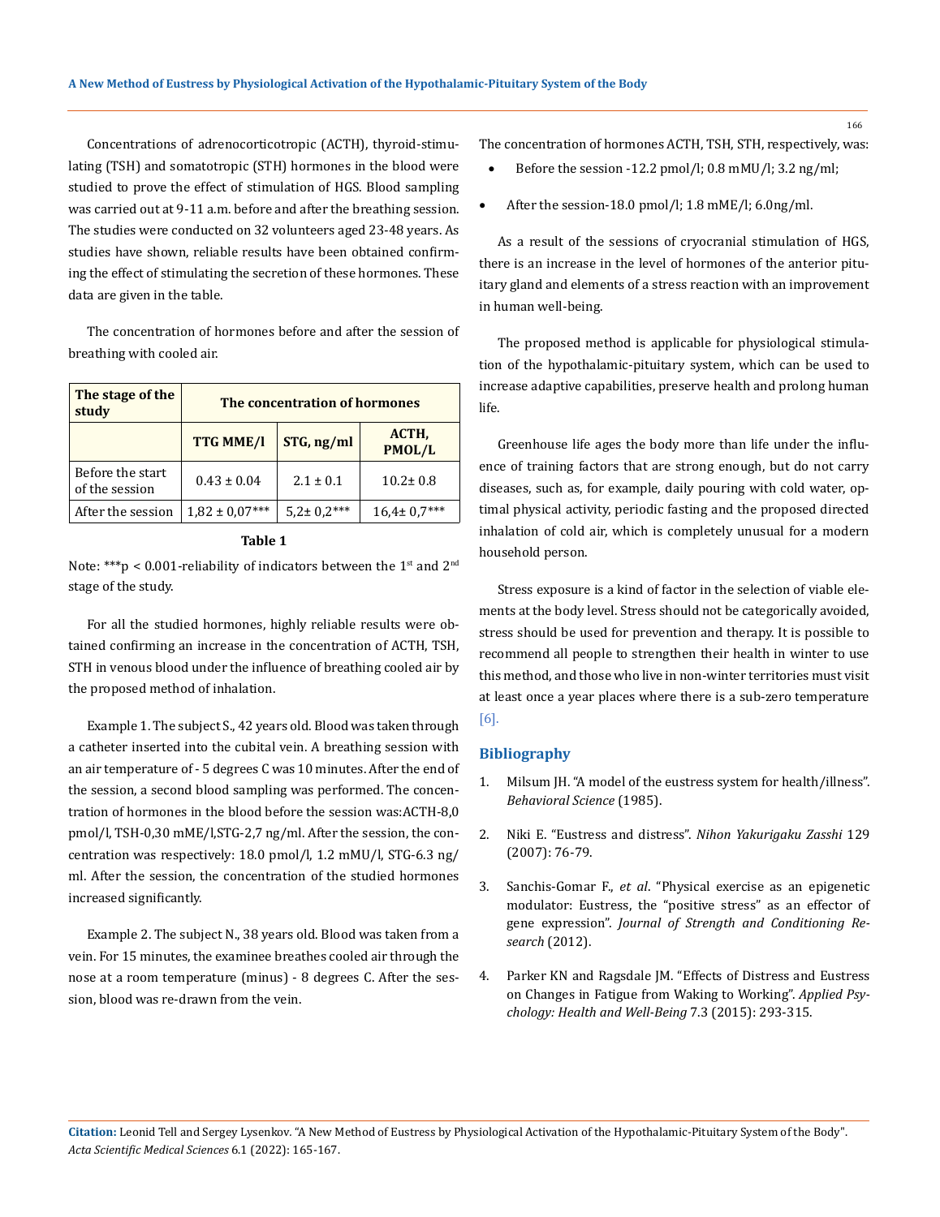Concentrations of adrenocorticotropic (ACTH), thyroid-stimulating (TSH) and somatotropic (STH) hormones in the blood were studied to prove the effect of stimulation of HGS. Blood sampling was carried out at 9-11 a.m. before and after the breathing session. The studies were conducted on 32 volunteers aged 23-48 years. As studies have shown, reliable results have been obtained confirming the effect of stimulating the secretion of these hormones. These data are given in the table.

The concentration of hormones before and after the session of breathing with cooled air.

| The stage of the study | The concentration of hormones | | |
|---|---|---|---|
| | TTG MME/l | STG, ng/ml | ACTH, PMOL/L |
| Before the start of the session | 0.43 ± 0.04 | 2.1 ± 0.1 | 10.2± 0.8 |
| After the session | 1,82 ± 0,07*** | 5,2± 0,2*** | 16,4± 0,7*** |

**Table 1**

Note: ***$p < 0.001$-reliability of indicators between the 1st and 2nd stage of the study.

For all the studied hormones, highly reliable results were obtained confirming an increase in the concentration of ACTH, TSH, STH in venous blood under the influence of breathing cooled air by the proposed method of inhalation.

Example 1. The subject S., 42 years old. Blood was taken through a catheter inserted into the cubital vein. A breathing session with an air temperature of - 5 degrees C was 10 minutes. After the end of the session, a second blood sampling was performed. The concentration of hormones in the blood before the session was:ACTH-8,0 pmol/l, TSH-0,30 mME/l,STG-2,7 ng/ml. After the session, the concentration was respectively: 18.0 pmol/l, 1.2 mMU/l, STG-6.3 ng/ml. After the session, the concentration of the studied hormones increased significantly.

Example 2. The subject N., 38 years old. Blood was taken from a vein. For 15 minutes, the examinee breathes cooled air through the nose at a room temperature (minus) - 8 degrees C. After the session, blood was re-drawn from the vein.

The concentration of hormones ACTH, TSH, STH, respectively, was:

- Before the session -12.2 pmol/l; 0.8 mMU/l; 3.2 ng/ml;
- After the session-18.0 pmol/l; 1.8 mME/l; 6.0ng/ml.

As a result of the sessions of cryocranial stimulation of HGS, there is an increase in the level of hormones of the anterior pituitary gland and elements of a stress reaction with an improvement in human well-being.

The proposed method is applicable for physiological stimulation of the hypothalamic-pituitary system, which can be used to increase adaptive capabilities, preserve health and prolong human life.

Greenhouse life ages the body more than life under the influence of training factors that are strong enough, but do not carry diseases, such as, for example, daily pouring with cold water, optimal physical activity, periodic fasting and the proposed directed inhalation of cold air, which is completely unusual for a modern household person.

Stress exposure is a kind of factor in the selection of viable elements at the body level. Stress should not be categorically avoided, stress should be used for prevention and therapy. It is possible to recommend all people to strengthen their health in winter to use this method, and those who live in non-winter territories must visit at least once a year places where there is a sub-zero temperature [6].

## Bibliography

1. Milsum JH. "A model of the eustress system for health/illness". *Behavioral Science* (1985).
2. Niki E. "Eustress and distress". *Nihon Yakurigaku Zasshi* 129 (2007): 76-79.
3. Sanchis-Gomar F., *et al*. "Physical exercise as an epigenetic modulator: Eustress, the "positive stress" as an effector of gene expression". *Journal of Strength and Conditioning Research* (2012).
4. Parker KN and Ragsdale JM. "Effects of Distress and Eustress on Changes in Fatigue from Waking to Working". *Applied Psychology: Health and Well-Being* 7.3 (2015): 293-315.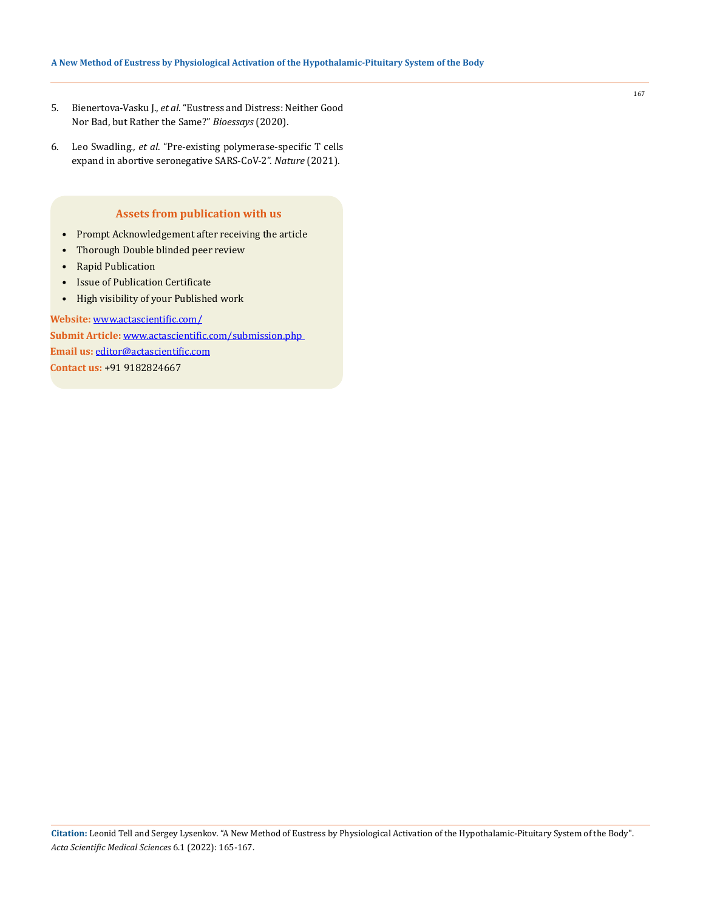5. Bienertova-Vasku J., *et al*. "Eustress and Distress: Neither Good Nor Bad, but Rather the Same?" *Bioessays* (2020).

6. Leo Swadling., *et al*. "Pre-existing polymerase-specific T cells expand in abortive seronegative SARS-CoV-2". *Nature* (2021).

**Assets from publication with us**

- Prompt Acknowledgement after receiving the article
- Thorough Double blinded peer review
- Rapid Publication
- Issue of Publication Certificate
- High visibility of your Published work

**Website:** www.actascientific.com/
**Submit Article:** www.actascientific.com/submission.php
**Email us:** editor@actascientific.com
**Contact us:** +91 9182824667

**Citation:** Leonid Tell and Sergey Lysenkov. "A New Method of Eustress by Physiological Activation of the Hypothalamic-Pituitary System of the Body". *Acta Scientific Medical Sciences* 6.1 (2022): 165-167.